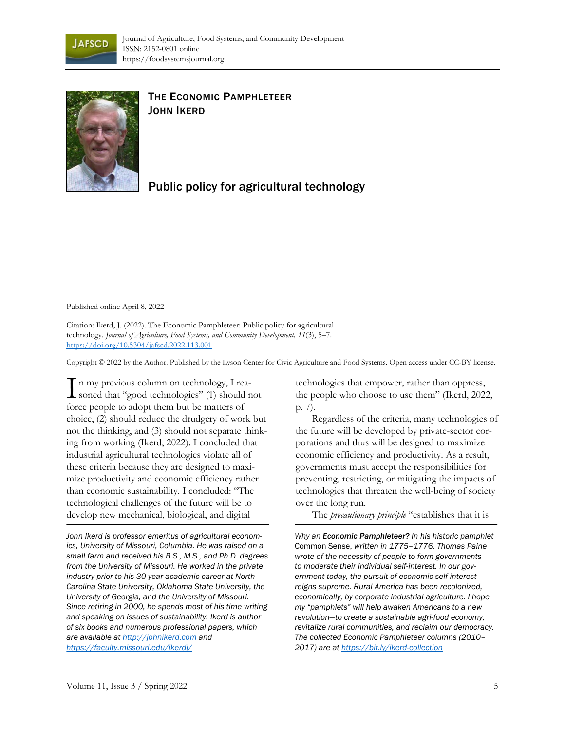# The Economic Pamphleteer
## John Ikerd

# Public policy for agricultural technology

Published online April 8, 2022

Citation: Ikerd, J. (2022). The Economic Pamphleteer: Public policy for agricultural technology. *Journal of Agriculture, Food Systems, and Community Development, 11*(3), 5–7. https://doi.org/10.5304/jafscd.2022.113.001

Copyright © 2022 by the Author. Published by the Lyson Center for Civic Agriculture and Food Systems. Open access under CC-BY license.

In my previous column on technology, I reasoned that "good technologies" (1) should not force people to adopt them but be matters of choice, (2) should reduce the drudgery of work but not the thinking, and (3) should not separate thinking from working (Ikerd, 2022). I concluded that industrial agricultural technologies violate all of these criteria because they are designed to maximize productivity and economic efficiency rather than economic sustainability. I concluded: "The technological challenges of the future will be to develop new mechanical, biological, and digital technologies that empower, rather than oppress, the people who choose to use them" (Ikerd, 2022, p. 7).

Regardless of the criteria, many technologies of the future will be developed by private-sector corporations and thus will be designed to maximize economic efficiency and productivity. As a result, governments must accept the responsibilities for preventing, restricting, or mitigating the impacts of technologies that threaten the well-being of society over the long run.

The *precautionary principle* "establishes that it is

*John Ikerd is professor emeritus of agricultural economics, University of Missouri, Columbia. He was raised on a small farm and received his B.S., M.S., and Ph.D. degrees from the University of Missouri. He worked in the private industry prior to his 30-year academic career at North Carolina State University, Oklahoma State University, the University of Georgia, and the University of Missouri. Since retiring in 2000, he spends most of his time writing and speaking on issues of sustainability. Ikerd is author of six books and numerous professional papers, which are available at http://johnikerd.com and https://faculty.missouri.edu/ikerdj/*

*Why an* ***Economic Pamphleteer?*** *In his historic pamphlet* Common Sense, *written in 1775–1776, Thomas Paine wrote of the necessity of people to form governments to moderate their individual self-interest. In our government today, the pursuit of economic self-interest reigns supreme. Rural America has been recolonized, economically, by corporate industrial agriculture. I hope my "pamphlets" will help awaken Americans to a new revolution—to create a sustainable agri-food economy, revitalize rural communities, and reclaim our democracy. The collected Economic Pamphleteer columns (2010–2017) are at https://bit.ly/ikerd-collection*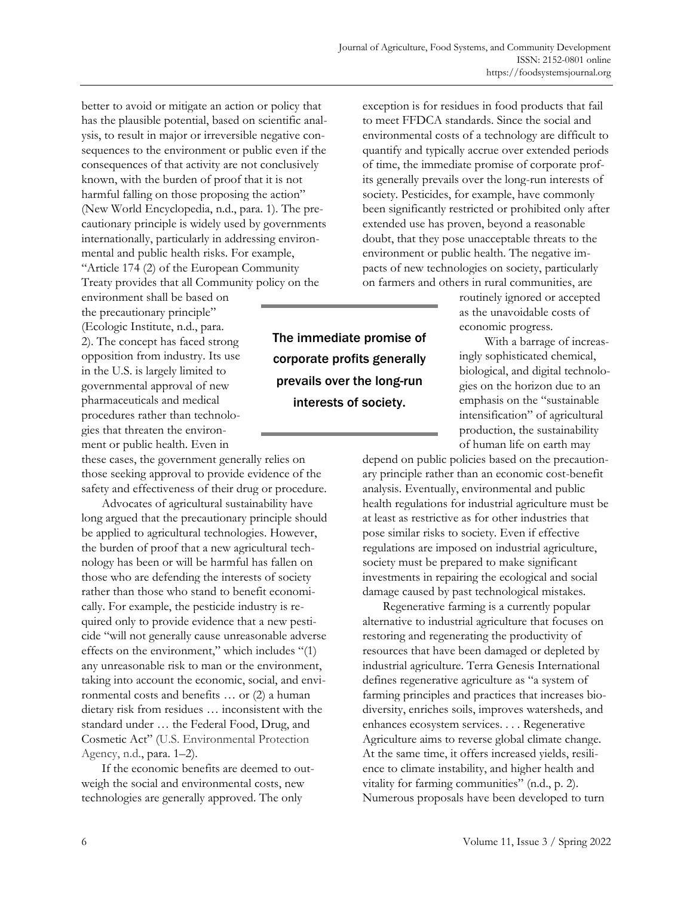better to avoid or mitigate an action or policy that has the plausible potential, based on scientific analysis, to result in major or irreversible negative consequences to the environment or public even if the consequences of that activity are not conclusively known, with the burden of proof that it is not harmful falling on those proposing the action" (New World Encyclopedia, n.d., para. 1). The precautionary principle is widely used by governments internationally, particularly in addressing environmental and public health risks. For example, "Article 174 (2) of the European Community Treaty provides that all Community policy on the environment shall be based on the precautionary principle" (Ecologic Institute, n.d., para. 2). The concept has faced strong opposition from industry. Its use in the U.S. is largely limited to governmental approval of new pharmaceuticals and medical procedures rather than technologies that threaten the environment or public health. Even in these cases, the government generally relies on those seeking approval to provide evidence of the safety and effectiveness of their drug or procedure.

Advocates of agricultural sustainability have long argued that the precautionary principle should be applied to agricultural technologies. However, the burden of proof that a new agricultural technology has been or will be harmful has fallen on those who are defending the interests of society rather than those who stand to benefit economically. For example, the pesticide industry is required only to provide evidence that a new pesticide "will not generally cause unreasonable adverse effects on the environment," which includes "(1) any unreasonable risk to man or the environment, taking into account the economic, social, and environmental costs and benefits … or (2) a human dietary risk from residues … inconsistent with the standard under … the Federal Food, Drug, and Cosmetic Act" (U.S. Environmental Protection Agency, n.d., para. 1–2).

If the economic benefits are deemed to outweigh the social and environmental costs, new technologies are generally approved. The only exception is for residues in food products that fail to meet FFDCA standards. Since the social and environmental costs of a technology are difficult to quantify and typically accrue over extended periods of time, the immediate promise of corporate profits generally prevails over the long-run interests of society. Pesticides, for example, have commonly been significantly restricted or prohibited only after extended use has proven, beyond a reasonable doubt, that they pose unacceptable threats to the environment or public health. The negative impacts of new technologies on society, particularly on farmers and others in rural communities, are routinely ignored or accepted as the unavoidable costs of economic progress.

> The immediate promise of corporate profits generally prevails over the long-run interests of society.

With a barrage of increasingly sophisticated chemical, biological, and digital technologies on the horizon due to an emphasis on the "sustainable intensification" of agricultural production, the sustainability of human life on earth may depend on public policies based on the precautionary principle rather than an economic cost-benefit analysis. Eventually, environmental and public health regulations for industrial agriculture must be at least as restrictive as for other industries that pose similar risks to society. Even if effective regulations are imposed on industrial agriculture, society must be prepared to make significant investments in repairing the ecological and social damage caused by past technological mistakes.

Regenerative farming is a currently popular alternative to industrial agriculture that focuses on restoring and regenerating the productivity of resources that have been damaged or depleted by industrial agriculture. Terra Genesis International defines regenerative agriculture as "a system of farming principles and practices that increases biodiversity, enriches soils, improves watersheds, and enhances ecosystem services. . . . Regenerative Agriculture aims to reverse global climate change. At the same time, it offers increased yields, resilience to climate instability, and higher health and vitality for farming communities" (n.d., p. 2). Numerous proposals have been developed to turn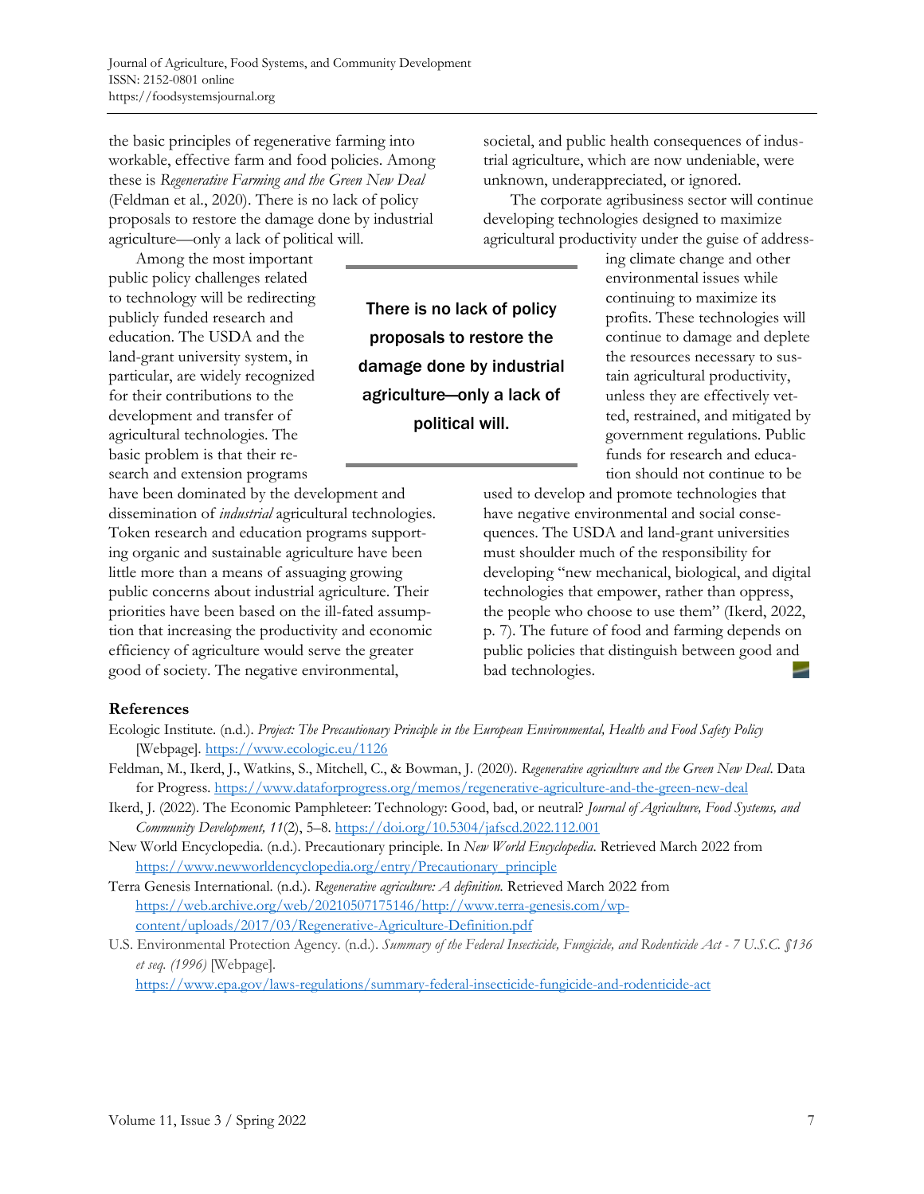the basic principles of regenerative farming into workable, effective farm and food policies. Among these is *Regenerative Farming and the Green New Deal* (Feldman et al., 2020). There is no lack of policy proposals to restore the damage done by industrial agriculture—only a lack of political will.

Among the most important public policy challenges related to technology will be redirecting publicly funded research and education. The USDA and the land-grant university system, in particular, are widely recognized for their contributions to the development and transfer of agricultural technologies. The basic problem is that their research and extension programs have been dominated by the development and dissemination of *industrial* agricultural technologies. Token research and education programs supporting organic and sustainable agriculture have been little more than a means of assuaging growing public concerns about industrial agriculture. Their priorities have been based on the ill-fated assumption that increasing the productivity and economic efficiency of agriculture would serve the greater good of society. The negative environmental, societal, and public health consequences of industrial agriculture, which are now undeniable, were unknown, underappreciated, or ignored.

**There is no lack of policy proposals to restore the damage done by industrial agriculture—only a lack of political will.**

The corporate agribusiness sector will continue developing technologies designed to maximize agricultural productivity under the guise of addressing climate change and other environmental issues while continuing to maximize its profits. These technologies will continue to damage and deplete the resources necessary to sustain agricultural productivity, unless they are effectively vetted, restrained, and mitigated by government regulations. Public funds for research and education should not continue to be used to develop and promote technologies that have negative environmental and social consequences. The USDA and land-grant universities must shoulder much of the responsibility for developing "new mechanical, biological, and digital technologies that empower, rather than oppress, the people who choose to use them" (Ikerd, 2022, p. 7). The future of food and farming depends on public policies that distinguish between good and bad technologies.

## References

Ecologic Institute. (n.d.). *Project: The Precautionary Principle in the European Environmental, Health and Food Safety Policy* [Webpage]. https://www.ecologic.eu/1126

Feldman, M., Ikerd, J., Watkins, S., Mitchell, C., & Bowman, J. (2020). *Regenerative agriculture and the Green New Deal*. Data for Progress. https://www.dataforprogress.org/memos/regenerative-agriculture-and-the-green-new-deal

Ikerd, J. (2022). The Economic Pamphleteer: Technology: Good, bad, or neutral? *Journal of Agriculture, Food Systems, and Community Development, 11*(2), 5–8. https://doi.org/10.5304/jafscd.2022.112.001

New World Encyclopedia. (n.d.). Precautionary principle. In *New World Encyclopedia*. Retrieved March 2022 from https://www.newworldencyclopedia.org/entry/Precautionary_principle

Terra Genesis International. (n.d.). *Regenerative agriculture: A definition.* Retrieved March 2022 from https://web.archive.org/web/20210507175146/http://www.terra-genesis.com/wp-content/uploads/2017/03/Regenerative-Agriculture-Definition.pdf

U.S. Environmental Protection Agency. (n.d.). *Summary of the Federal Insecticide, Fungicide, and Rodenticide Act - 7 U.S.C. §136 et seq. (1996)* [Webpage]. https://www.epa.gov/laws-regulations/summary-federal-insecticide-fungicide-and-rodenticide-act